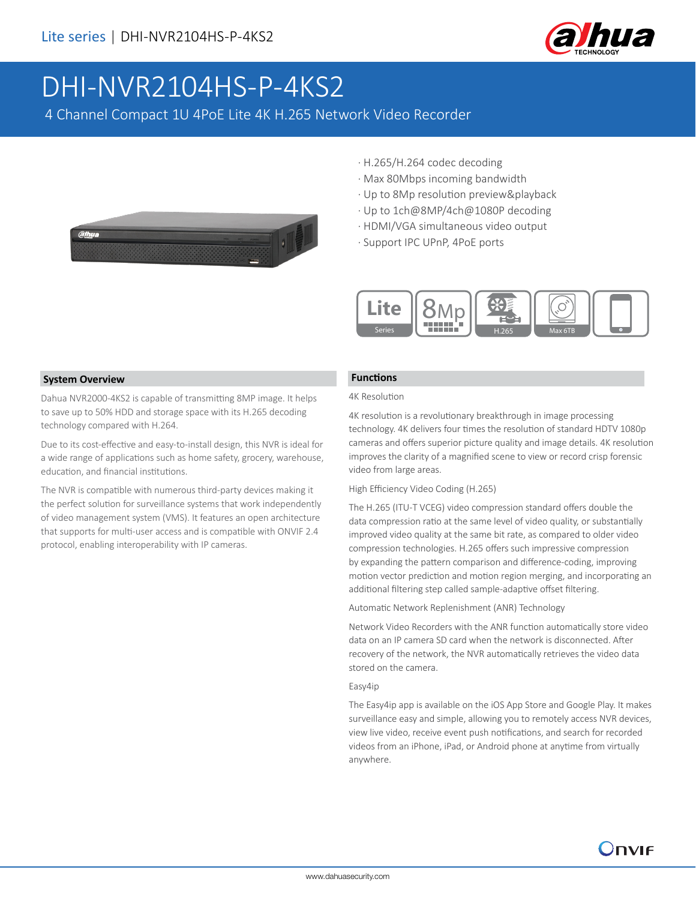# DHI-NVR2104HS-P-4KS2

4 Channel Compact 1U 4PoE Lite 4K H.265 Network Video Recorder

- H.265/H.264 codec decoding
- Max 80Mbps incoming bandwidth
- Up to 8Mp resolution preview&playback
- Up to 1ch@8MP/4ch@1080P decoding
- HDMI/VGA simultaneous video output
- Support IPC UPnP, 4PoE ports

Lite Series | 8Mp | H.265 | Max 6TB

## System Overview

Dahua NVR2000-4KS2 is capable of transmitting 8MP image. It helps to save up to 50% HDD and storage space with its H.265 decoding technology compared with H.264.

Due to its cost-effective and easy-to-install design, this NVR is ideal for a wide range of applications such as home safety, grocery, warehouse, education, and financial institutions.

The NVR is compatible with numerous third-party devices making it the perfect solution for surveillance systems that work independently of video management system (VMS). It features an open architecture that supports for multi-user access and is compatible with ONVIF 2.4 protocol, enabling interoperability with IP cameras.

## Functions

4K Resolution

4K resolution is a revolutionary breakthrough in image processing technology. 4K delivers four times the resolution of standard HDTV 1080p cameras and offers superior picture quality and image details. 4K resolution improves the clarity of a magnified scene to view or record crisp forensic video from large areas.

High Efficiency Video Coding (H.265)

The H.265 (ITU-T VCEG) video compression standard offers double the data compression ratio at the same level of video quality, or substantially improved video quality at the same bit rate, as compared to older video compression technologies. H.265 offers such impressive compression by expanding the pattern comparison and difference-coding, improving motion vector prediction and motion region merging, and incorporating an additional filtering step called sample-adaptive offset filtering.

Automatic Network Replenishment (ANR) Technology

Network Video Recorders with the ANR function automatically store video data on an IP camera SD card when the network is disconnected. After recovery of the network, the NVR automatically retrieves the video data stored on the camera.

Easy4ip

The Easy4ip app is available on the iOS App Store and Google Play. It makes surveillance easy and simple, allowing you to remotely access NVR devices, view live video, receive event push notifications, and search for recorded videos from an iPhone, iPad, or Android phone at anytime from virtually anywhere.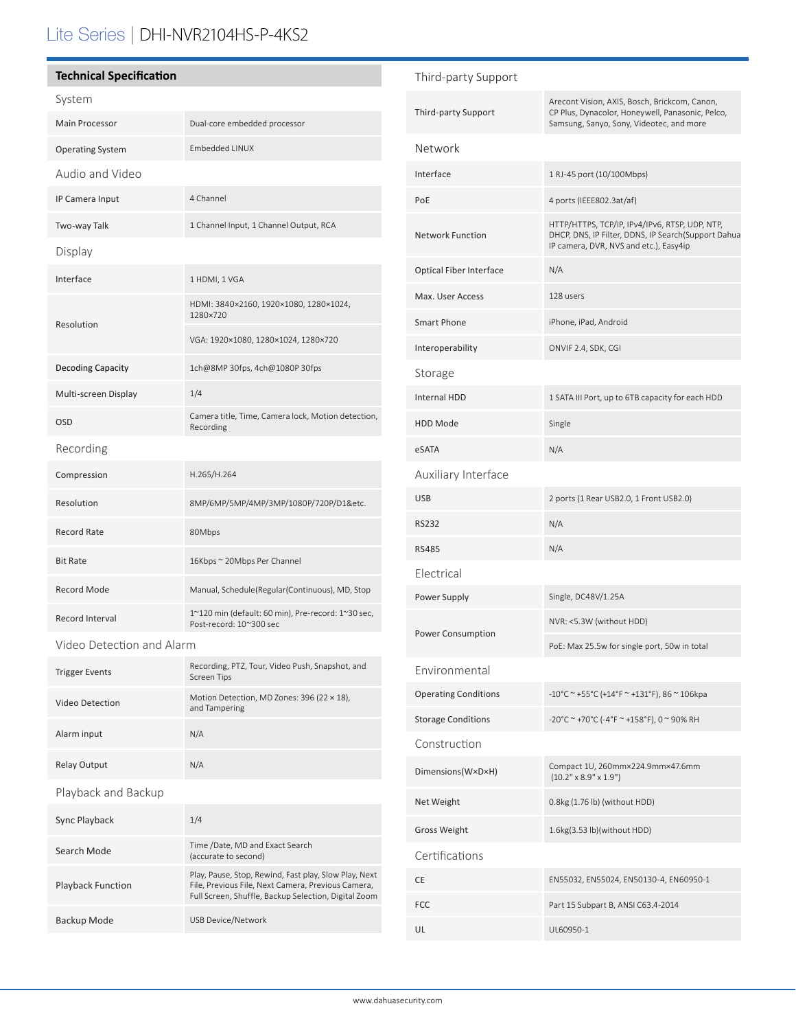# Lite Series | DHI-NVR2104HS-P-4KS2

## Technical Specification

### System

| | |
|---|---|
| Main Processor | Dual-core embedded processor |
| Operating System | Embedded LINUX |

### Audio and Video

| | |
|---|---|
| IP Camera Input | 4 Channel |
| Two-way Talk | 1 Channel Input, 1 Channel Output, RCA |

### Display

| | |
|---|---|
| Interface | 1 HDMI, 1 VGA |
| Resolution | HDMI: 3840×2160, 1920×1080, 1280×1024, 1280×720 |
| | VGA: 1920×1080, 1280×1024, 1280×720 |
| Decoding Capacity | 1ch@8MP 30fps, 4ch@1080P 30fps |
| Multi-screen Display | 1/4 |
| OSD | Camera title, Time, Camera lock, Motion detection, Recording |

### Recording

| | |
|---|---|
| Compression | H.265/H.264 |
| Resolution | 8MP/6MP/5MP/4MP/3MP/1080P/720P/D1&etc. |
| Record Rate | 80Mbps |
| Bit Rate | 16Kbps ~ 20Mbps Per Channel |
| Record Mode | Manual, Schedule(Regular(Continuous), MD, Stop |
| Record Interval | 1~120 min (default: 60 min), Pre-record: 1~30 sec, Post-record: 10~300 sec |

### Video Detection and Alarm

| | |
|---|---|
| Trigger Events | Recording, PTZ, Tour, Video Push, Snapshot, and Screen Tips |
| Video Detection | Motion Detection, MD Zones: 396 (22 × 18), and Tampering |
| Alarm input | N/A |
| Relay Output | N/A |

### Playback and Backup

| | |
|---|---|
| Sync Playback | 1/4 |
| Search Mode | Time /Date, MD and Exact Search (accurate to second) |
| Playback Function | Play, Pause, Stop, Rewind, Fast play, Slow Play, Next File, Previous File, Next Camera, Previous Camera, Full Screen, Shuffle, Backup Selection, Digital Zoom |
| Backup Mode | USB Device/Network |

### Third-party Support

| | |
|---|---|
| Third-party Support | Arecont Vision, AXIS, Bosch, Brickcom, Canon, CP Plus, Dynacolor, Honeywell, Panasonic, Pelco, Samsung, Sanyo, Sony, Videotec, and more |

### Network

| | |
|---|---|
| Interface | 1 RJ-45 port (10/100Mbps) |
| PoE | 4 ports (IEEE802.3at/af) |
| Network Function | HTTP/HTTPS, TCP/IP, IPv4/IPv6, RTSP, UDP, NTP, DHCP, DNS, IP Filter, DDNS, IP Search(Support Dahua IP camera, DVR, NVS and etc.), Easy4ip |
| Optical Fiber Interface | N/A |
| Max. User Access | 128 users |
| Smart Phone | iPhone, iPad, Android |
| Interoperability | ONVIF 2.4, SDK, CGI |

### Storage

| | |
|---|---|
| Internal HDD | 1 SATA III Port, up to 6TB capacity for each HDD |
| HDD Mode | Single |
| eSATA | N/A |

### Auxiliary Interface

| | |
|---|---|
| USB | 2 ports (1 Rear USB2.0, 1 Front USB2.0) |
| RS232 | N/A |
| RS485 | N/A |

### Electrical

| | |
|---|---|
| Power Supply | Single, DC48V/1.25A |
| Power Consumption | NVR: <5.3W (without HDD) |
| | PoE: Max 25.5w for single port, 50w in total |

### Environmental

| | |
|---|---|
| Operating Conditions | -10°C ~ +55°C (+14°F ~ +131°F), 86 ~ 106kpa |
| Storage Conditions | -20°C ~ +70°C (-4°F ~ +158°F), 0 ~ 90% RH |

### Construction

| | |
|---|---|
| Dimensions(W×D×H) | Compact 1U, 260mm×224.9mm×47.6mm (10.2" x 8.9" x 1.9") |
| Net Weight | 0.8kg (1.76 lb) (without HDD) |
| Gross Weight | 1.6kg(3.53 lb)(without HDD) |

### Certifications

| | |
|---|---|
| CE | EN55032, EN55024, EN50130-4, EN60950-1 |
| FCC | Part 15 Subpart B, ANSI C63.4-2014 |
| UL | UL60950-1 |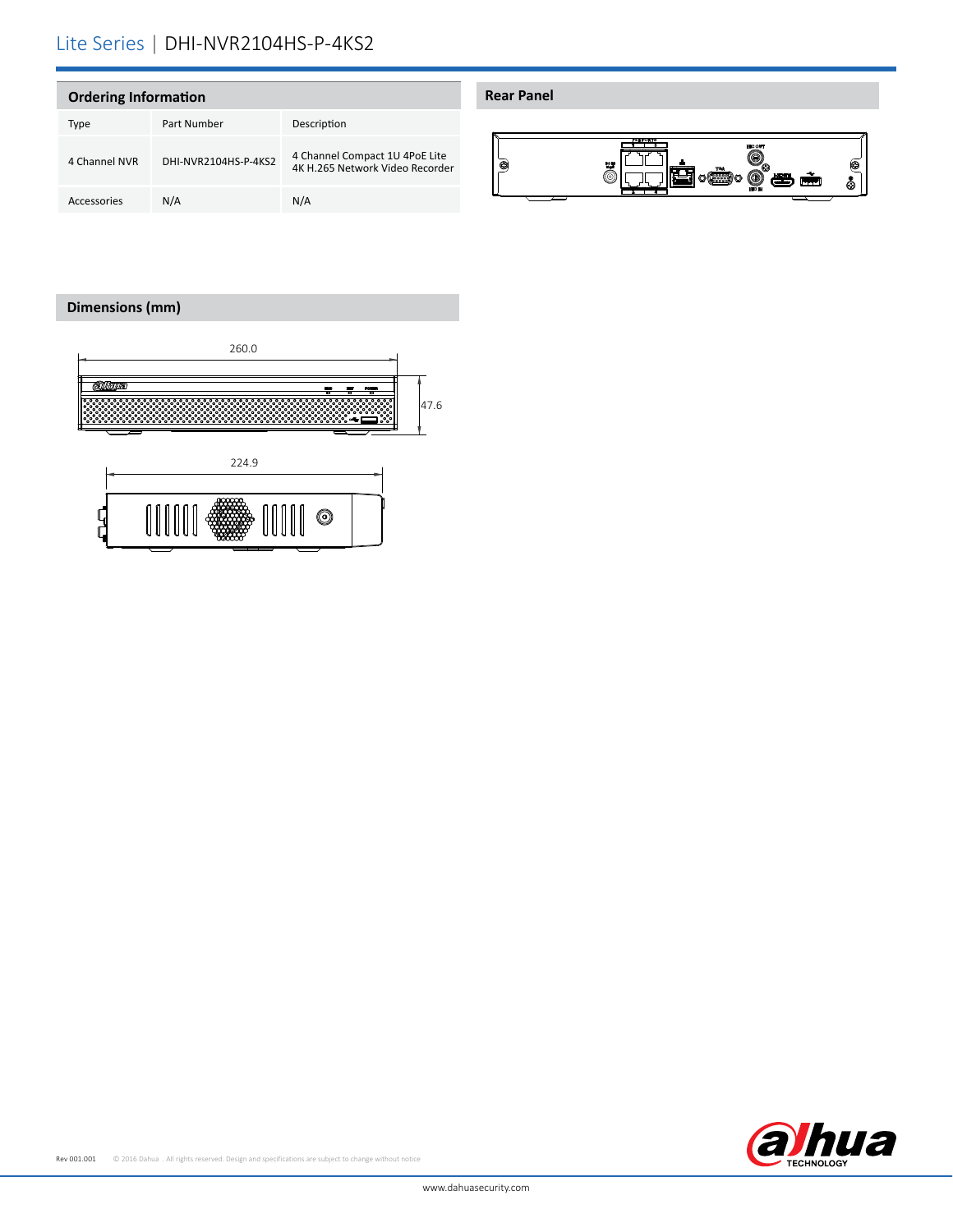## Ordering Information

| Type | Part Number | Description |
|---|---|---|
| 4 Channel NVR | DHI-NVR2104HS-P-4KS2 | 4 Channel Compact 1U 4PoE Lite 4K H.265 Network Video Recorder |
| Accessories | N/A | N/A |

## Rear Panel

## Dimensions (mm)

260.0

47.6

224.9

Rev 001.001 © 2016 Dahua . All rights reserved. Design and specifications are subject to change without notice

www.dahuasecurity.com